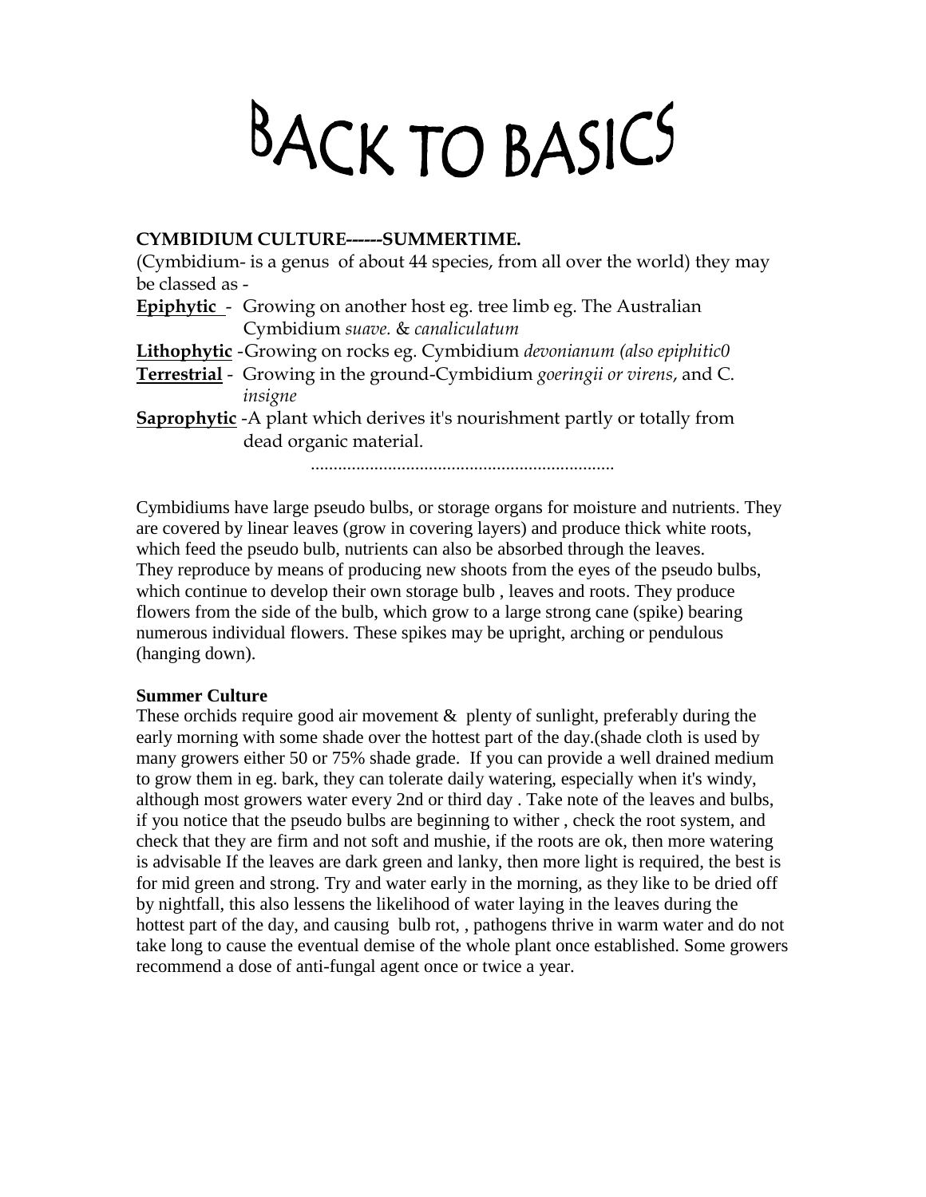# BACK TO BASICS

**CYMBIDIUM CULTURE------SUMMERTIME.**

(Cymbidium- is a genus of about 44 species, from all over the world) they may be classed as -

**Epiphytic** - Growing on another host eg. tree limb eg. The Australian Cymbidium *suave.* & *canaliculatum*

**Lithophytic** -Growing on rocks eg. Cymbidium *devonianum (also epiphitic0*

**Terrestrial** - Growing in the ground-Cymbidium *goeringii or virens*, and C. *insigne*

**Saprophytic** -A plant which derives it's nourishment partly or totally from dead organic material.

..................................................................

Cymbidiums have large pseudo bulbs, or storage organs for moisture and nutrients. They are covered by linear leaves (grow in covering layers) and produce thick white roots, which feed the pseudo bulb, nutrients can also be absorbed through the leaves. They reproduce by means of producing new shoots from the eyes of the pseudo bulbs, which continue to develop their own storage bulb , leaves and roots. They produce flowers from the side of the bulb, which grow to a large strong cane (spike) bearing numerous individual flowers. These spikes may be upright, arching or pendulous (hanging down).

**Summer Culture**

These orchids require good air movement & plenty of sunlight, preferably during the early morning with some shade over the hottest part of the day.(shade cloth is used by many growers either 50 or 75% shade grade. If you can provide a well drained medium to grow them in eg. bark, they can tolerate daily watering, especially when it's windy, although most growers water every 2nd or third day . Take note of the leaves and bulbs, if you notice that the pseudo bulbs are beginning to wither , check the root system, and check that they are firm and not soft and mushie, if the roots are ok, then more watering is advisable If the leaves are dark green and lanky, then more light is required, the best is for mid green and strong. Try and water early in the morning, as they like to be dried off by nightfall, this also lessens the likelihood of water laying in the leaves during the hottest part of the day, and causing bulb rot, , pathogens thrive in warm water and do not take long to cause the eventual demise of the whole plant once established. Some growers recommend a dose of anti-fungal agent once or twice a year.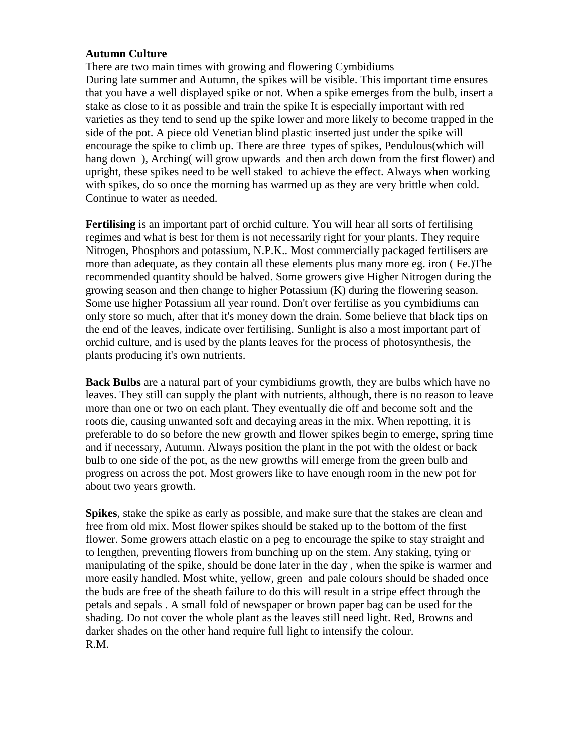**Autumn Culture**

There are two main times with growing and flowering Cymbidiums
During late summer and Autumn, the spikes will be visible. This important time ensures that you have a well displayed spike or not. When a spike emerges from the bulb, insert a stake as close to it as possible and train the spike It is especially important with red varieties as they tend to send up the spike lower and more likely to become trapped in the side of the pot. A piece old Venetian blind plastic inserted just under the spike will encourage the spike to climb up. There are three types of spikes, Pendulous(which will hang down ), Arching( will grow upwards and then arch down from the first flower) and upright, these spikes need to be well staked to achieve the effect. Always when working with spikes, do so once the morning has warmed up as they are very brittle when cold. Continue to water as needed.

**Fertilising** is an important part of orchid culture. You will hear all sorts of fertilising regimes and what is best for them is not necessarily right for your plants. They require Nitrogen, Phosphors and potassium, N.P.K.. Most commercially packaged fertilisers are more than adequate, as they contain all these elements plus many more eg. iron ( Fe.)The recommended quantity should be halved. Some growers give Higher Nitrogen during the growing season and then change to higher Potassium (K) during the flowering season. Some use higher Potassium all year round. Don't over fertilise as you cymbidiums can only store so much, after that it's money down the drain. Some believe that black tips on the end of the leaves, indicate over fertilising. Sunlight is also a most important part of orchid culture, and is used by the plants leaves for the process of photosynthesis, the plants producing it's own nutrients.

**Back Bulbs** are a natural part of your cymbidiums growth, they are bulbs which have no leaves. They still can supply the plant with nutrients, although, there is no reason to leave more than one or two on each plant. They eventually die off and become soft and the roots die, causing unwanted soft and decaying areas in the mix. When repotting, it is preferable to do so before the new growth and flower spikes begin to emerge, spring time and if necessary, Autumn. Always position the plant in the pot with the oldest or back bulb to one side of the pot, as the new growths will emerge from the green bulb and progress on across the pot. Most growers like to have enough room in the new pot for about two years growth.

**Spikes**, stake the spike as early as possible, and make sure that the stakes are clean and free from old mix. Most flower spikes should be staked up to the bottom of the first flower. Some growers attach elastic on a peg to encourage the spike to stay straight and to lengthen, preventing flowers from bunching up on the stem. Any staking, tying or manipulating of the spike, should be done later in the day , when the spike is warmer and more easily handled. Most white, yellow, green and pale colours should be shaded once the buds are free of the sheath failure to do this will result in a stripe effect through the petals and sepals . A small fold of newspaper or brown paper bag can be used for the shading. Do not cover the whole plant as the leaves still need light. Red, Browns and darker shades on the other hand require full light to intensify the colour.
R.M.